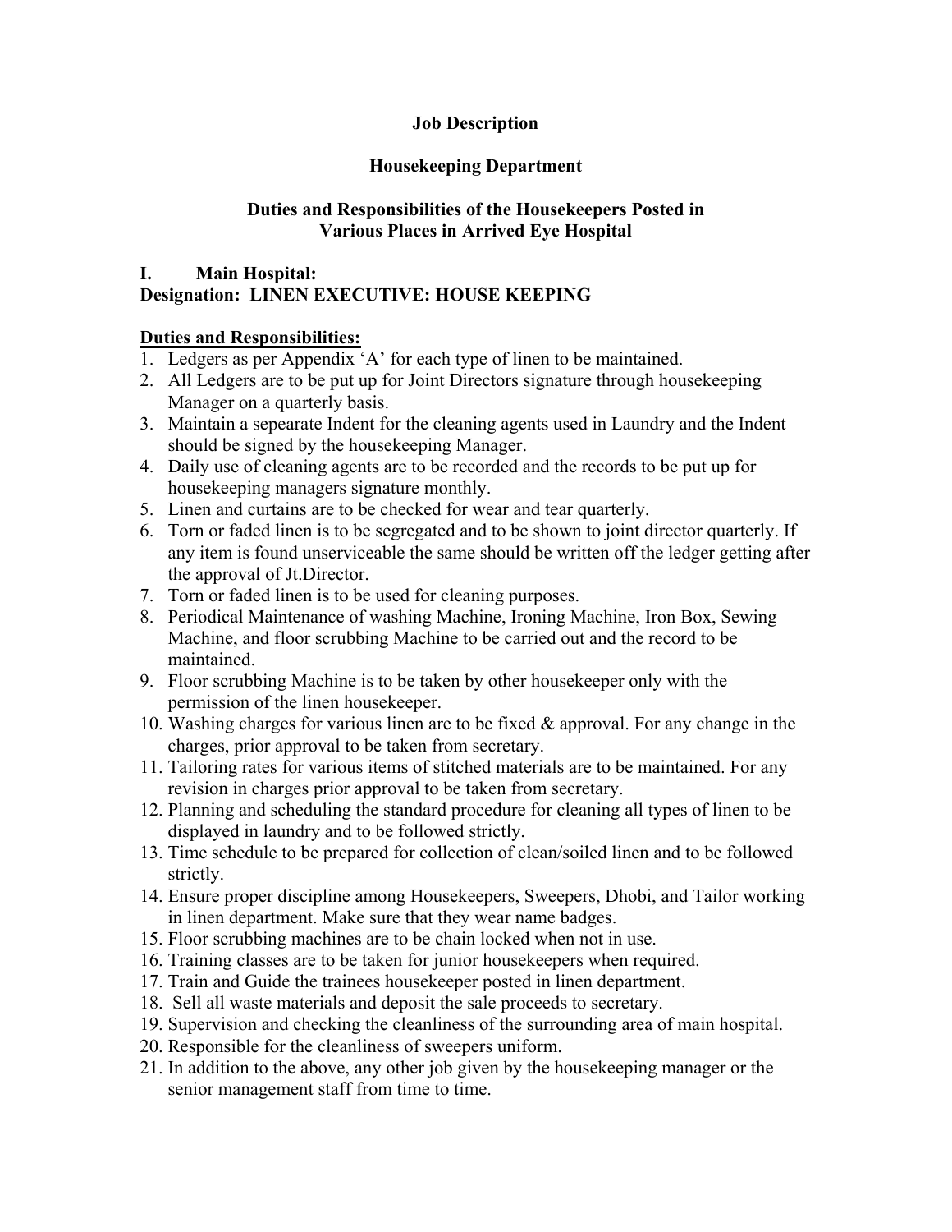# Job Description

## Housekeeping Department

## Duties and Responsibilities of the Housekeepers Posted in Various Places in Arrived Eye Hospital

**I. Main Hospital:**
**Designation: LINEN EXECUTIVE: HOUSE KEEPING**

**<u>Duties and Responsibilities:</u>**

1. Ledgers as per Appendix 'A' for each type of linen to be maintained.
2. All Ledgers are to be put up for Joint Directors signature through housekeeping Manager on a quarterly basis.
3. Maintain a sepearate Indent for the cleaning agents used in Laundry and the Indent should be signed by the housekeeping Manager.
4. Daily use of cleaning agents are to be recorded and the records to be put up for housekeeping managers signature monthly.
5. Linen and curtains are to be checked for wear and tear quarterly.
6. Torn or faded linen is to be segregated and to be shown to joint director quarterly. If any item is found unserviceable the same should be written off the ledger getting after the approval of Jt.Director.
7. Torn or faded linen is to be used for cleaning purposes.
8. Periodical Maintenance of washing Machine, Ironing Machine, Iron Box, Sewing Machine, and floor scrubbing Machine to be carried out and the record to be maintained.
9. Floor scrubbing Machine is to be taken by other housekeeper only with the permission of the linen housekeeper.
10. Washing charges for various linen are to be fixed & approval. For any change in the charges, prior approval to be taken from secretary.
11. Tailoring rates for various items of stitched materials are to be maintained. For any revision in charges prior approval to be taken from secretary.
12. Planning and scheduling the standard procedure for cleaning all types of linen to be displayed in laundry and to be followed strictly.
13. Time schedule to be prepared for collection of clean/soiled linen and to be followed strictly.
14. Ensure proper discipline among Housekeepers, Sweepers, Dhobi, and Tailor working in linen department. Make sure that they wear name badges.
15. Floor scrubbing machines are to be chain locked when not in use.
16. Training classes are to be taken for junior housekeepers when required.
17. Train and Guide the trainees housekeeper posted in linen department.
18. Sell all waste materials and deposit the sale proceeds to secretary.
19. Supervision and checking the cleanliness of the surrounding area of main hospital.
20. Responsible for the cleanliness of sweepers uniform.
21. In addition to the above, any other job given by the housekeeping manager or the senior management staff from time to time.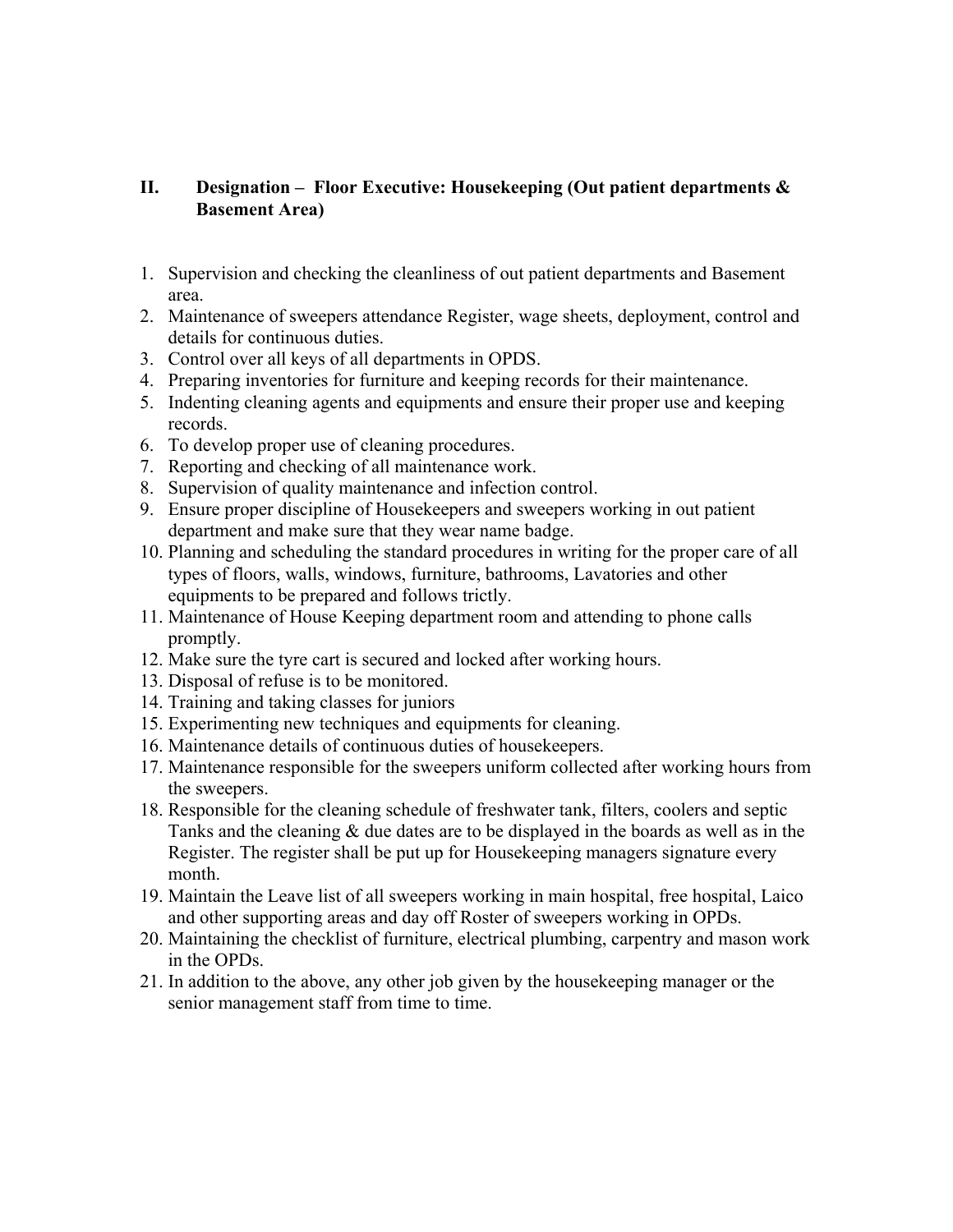## II. Designation – Floor Executive: Housekeeping (Out patient departments & Basement Area)

1. Supervision and checking the cleanliness of out patient departments and Basement area.
2. Maintenance of sweepers attendance Register, wage sheets, deployment, control and details for continuous duties.
3. Control over all keys of all departments in OPDS.
4. Preparing inventories for furniture and keeping records for their maintenance.
5. Indenting cleaning agents and equipments and ensure their proper use and keeping records.
6. To develop proper use of cleaning procedures.
7. Reporting and checking of all maintenance work.
8. Supervision of quality maintenance and infection control.
9. Ensure proper discipline of Housekeepers and sweepers working in out patient department and make sure that they wear name badge.
10. Planning and scheduling the standard procedures in writing for the proper care of all types of floors, walls, windows, furniture, bathrooms, Lavatories and other equipments to be prepared and follows trictly.
11. Maintenance of House Keeping department room and attending to phone calls promptly.
12. Make sure the tyre cart is secured and locked after working hours.
13. Disposal of refuse is to be monitored.
14. Training and taking classes for juniors
15. Experimenting new techniques and equipments for cleaning.
16. Maintenance details of continuous duties of housekeepers.
17. Maintenance responsible for the sweepers uniform collected after working hours from the sweepers.
18. Responsible for the cleaning schedule of freshwater tank, filters, coolers and septic Tanks and the cleaning & due dates are to be displayed in the boards as well as in the Register. The register shall be put up for Housekeeping managers signature every month.
19. Maintain the Leave list of all sweepers working in main hospital, free hospital, Laico and other supporting areas and day off Roster of sweepers working in OPDs.
20. Maintaining the checklist of furniture, electrical plumbing, carpentry and mason work in the OPDs.
21. In addition to the above, any other job given by the housekeeping manager or the senior management staff from time to time.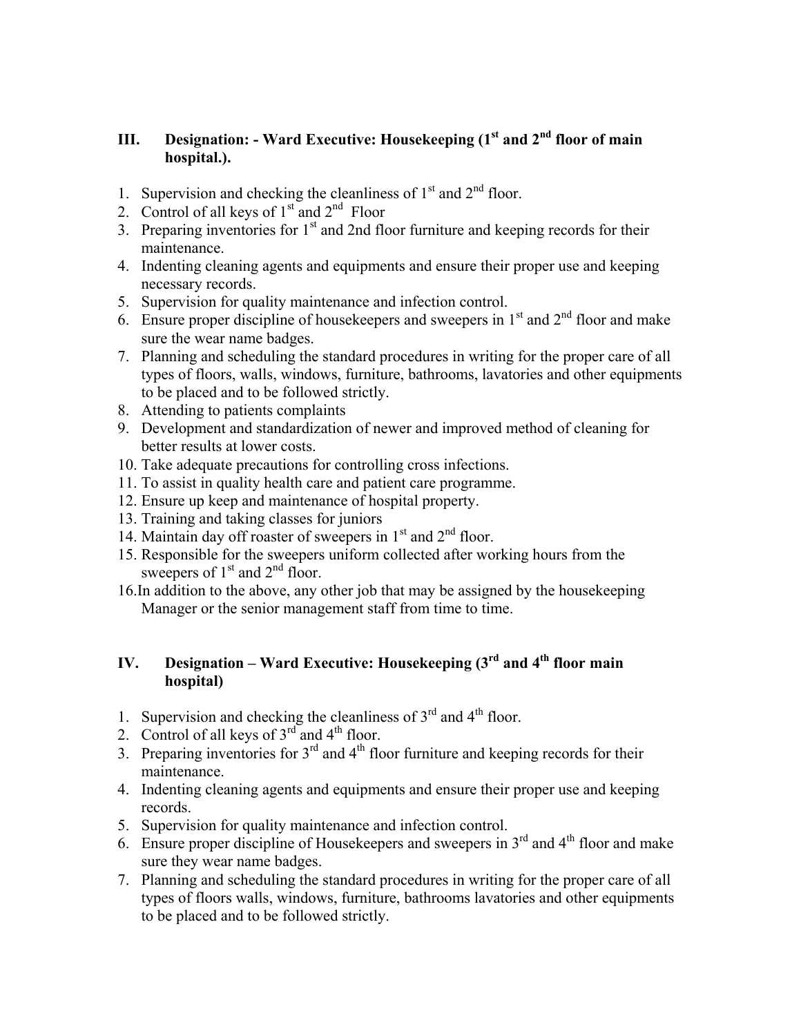### III. Designation: - Ward Executive: Housekeeping (1st and 2nd floor of main hospital.).

1. Supervision and checking the cleanliness of 1st and 2nd floor.
2. Control of all keys of 1st and 2nd Floor
3. Preparing inventories for 1st and 2nd floor furniture and keeping records for their maintenance.
4. Indenting cleaning agents and equipments and ensure their proper use and keeping necessary records.
5. Supervision for quality maintenance and infection control.
6. Ensure proper discipline of housekeepers and sweepers in 1st and 2nd floor and make sure the wear name badges.
7. Planning and scheduling the standard procedures in writing for the proper care of all types of floors, walls, windows, furniture, bathrooms, lavatories and other equipments to be placed and to be followed strictly.
8. Attending to patients complaints
9. Development and standardization of newer and improved method of cleaning for better results at lower costs.
10. Take adequate precautions for controlling cross infections.
11. To assist in quality health care and patient care programme.
12. Ensure up keep and maintenance of hospital property.
13. Training and taking classes for juniors
14. Maintain day off roaster of sweepers in 1st and 2nd floor.
15. Responsible for the sweepers uniform collected after working hours from the sweepers of 1st and 2nd floor.
16. In addition to the above, any other job that may be assigned by the housekeeping Manager or the senior management staff from time to time.

### IV. Designation – Ward Executive: Housekeeping (3rd and 4th floor main hospital)

1. Supervision and checking the cleanliness of 3rd and 4th floor.
2. Control of all keys of 3rd and 4th floor.
3. Preparing inventories for 3rd and 4th floor furniture and keeping records for their maintenance.
4. Indenting cleaning agents and equipments and ensure their proper use and keeping records.
5. Supervision for quality maintenance and infection control.
6. Ensure proper discipline of Housekeepers and sweepers in 3rd and 4th floor and make sure they wear name badges.
7. Planning and scheduling the standard procedures in writing for the proper care of all types of floors walls, windows, furniture, bathrooms lavatories and other equipments to be placed and to be followed strictly.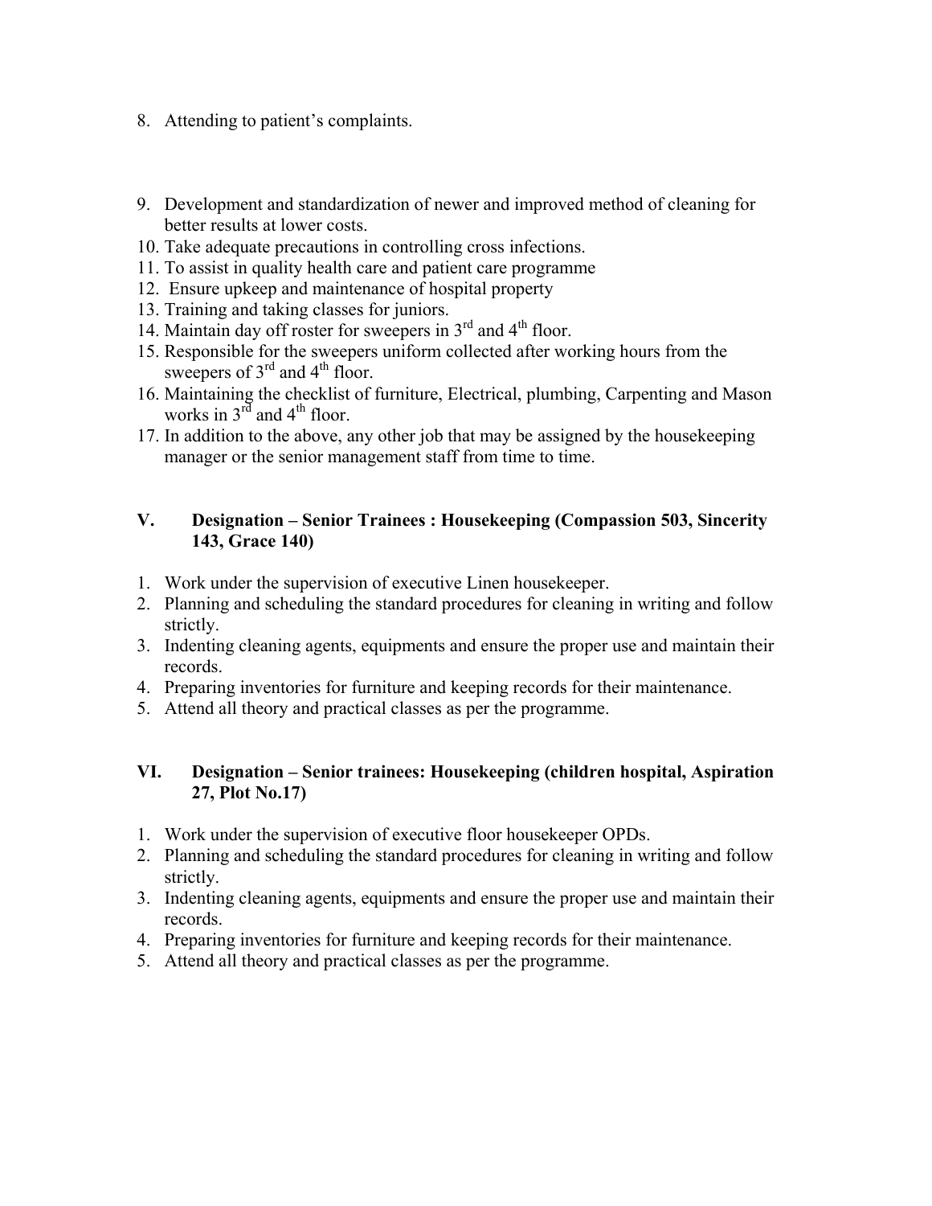8. Attending to patient's complaints.

9. Development and standardization of newer and improved method of cleaning for better results at lower costs.
10. Take adequate precautions in controlling cross infections.
11. To assist in quality health care and patient care programme
12. Ensure upkeep and maintenance of hospital property
13. Training and taking classes for juniors.
14. Maintain day off roster for sweepers in 3rd and 4th floor.
15. Responsible for the sweepers uniform collected after working hours from the sweepers of 3rd and 4th floor.
16. Maintaining the checklist of furniture, Electrical, plumbing, Carpenting and Mason works in 3rd and 4th floor.
17. In addition to the above, any other job that may be assigned by the housekeeping manager or the senior management staff from time to time.

### V. Designation – Senior Trainees : Housekeeping (Compassion 503, Sincerity 143, Grace 140)

1. Work under the supervision of executive Linen housekeeper.
2. Planning and scheduling the standard procedures for cleaning in writing and follow strictly.
3. Indenting cleaning agents, equipments and ensure the proper use and maintain their records.
4. Preparing inventories for furniture and keeping records for their maintenance.
5. Attend all theory and practical classes as per the programme.

### VI. Designation – Senior trainees: Housekeeping (children hospital, Aspiration 27, Plot No.17)

1. Work under the supervision of executive floor housekeeper OPDs.
2. Planning and scheduling the standard procedures for cleaning in writing and follow strictly.
3. Indenting cleaning agents, equipments and ensure the proper use and maintain their records.
4. Preparing inventories for furniture and keeping records for their maintenance.
5. Attend all theory and practical classes as per the programme.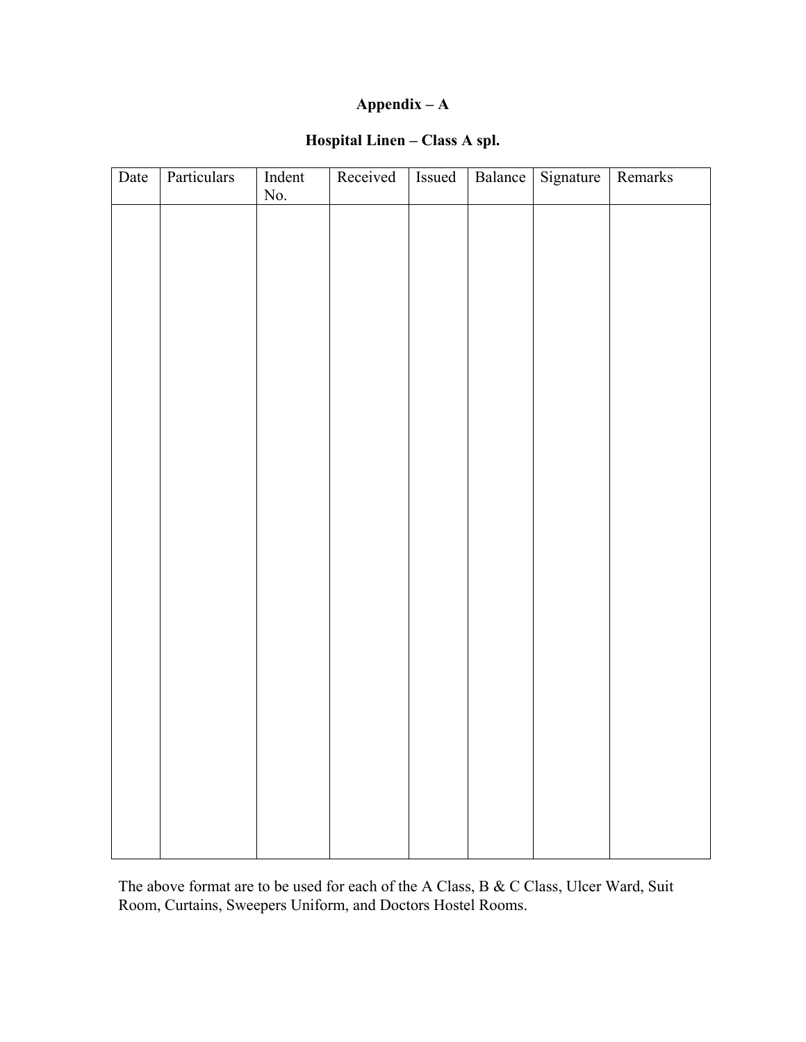## Appendix – A

### Hospital Linen – Class A spl.

| Date | Particulars | Indent No. | Received | Issued | Balance | Signature | Remarks |
|---|---|---|---|---|---|---|---|
| | | | | | | | |

The above format are to be used for each of the A Class, B & C Class, Ulcer Ward, Suit Room, Curtains, Sweepers Uniform, and Doctors Hostel Rooms.